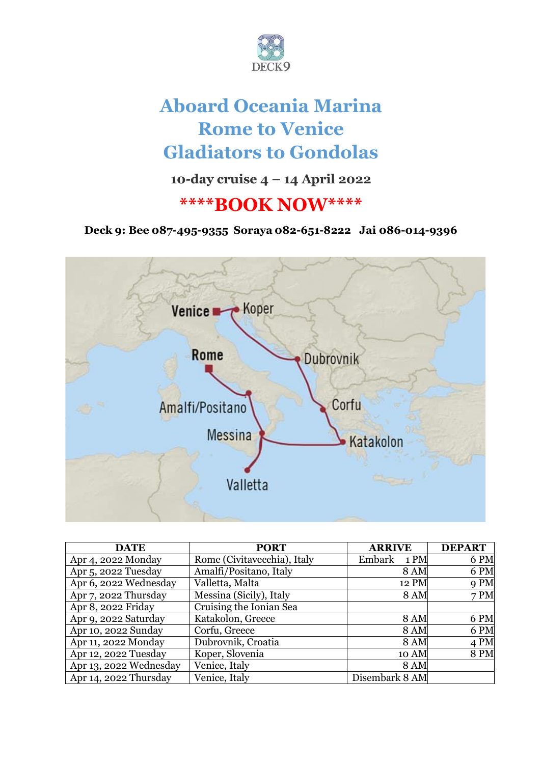DECK9

# Aboard Oceania Marina
# Rome to Venice
# Gladiators to Gondolas

**10-day cruise 4 – 14 April 2022**

**\*\*\*\*BOOK NOW\*\*\*\***

**Deck 9: Bee 087-495-9355 Soraya 082-651-8222 Jai 086-014-9396**

| DATE | PORT | ARRIVE | DEPART |
|---|---|---|---|
| Apr 4, 2022 Monday | Rome (Civitavecchia), Italy | Embark 1 PM | 6 PM |
| Apr 5, 2022 Tuesday | Amalfi/Positano, Italy | 8 AM | 6 PM |
| Apr 6, 2022 Wednesday | Valletta, Malta | 12 PM | 9 PM |
| Apr 7, 2022 Thursday | Messina (Sicily), Italy | 8 AM | 7 PM |
| Apr 8, 2022 Friday | Cruising the Ionian Sea | | |
| Apr 9, 2022 Saturday | Katakolon, Greece | 8 AM | 6 PM |
| Apr 10, 2022 Sunday | Corfu, Greece | 8 AM | 6 PM |
| Apr 11, 2022 Monday | Dubrovnik, Croatia | 8 AM | 4 PM |
| Apr 12, 2022 Tuesday | Koper, Slovenia | 10 AM | 8 PM |
| Apr 13, 2022 Wednesday | Venice, Italy | 8 AM | |
| Apr 14, 2022 Thursday | Venice, Italy | Disembark 8 AM | |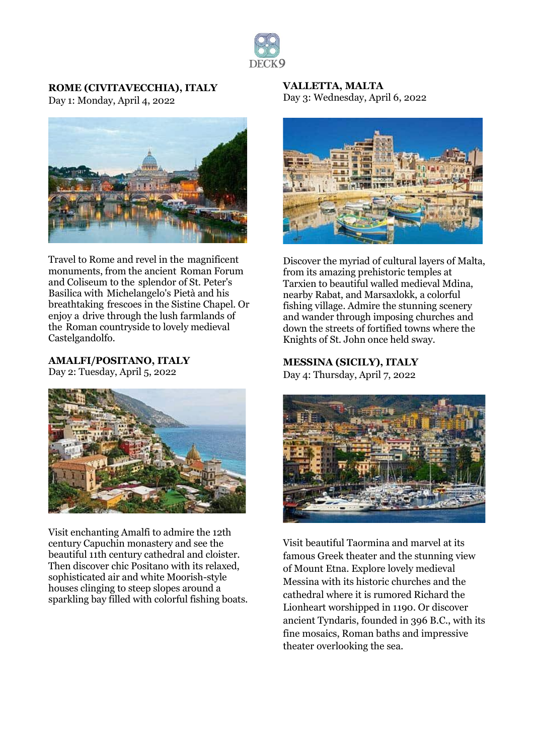**ROME (CIVITAVECCHIA), ITALY**
Day 1: Monday, April 4, 2022

Travel to Rome and revel in the magnificent monuments, from the ancient Roman Forum and Coliseum to the splendor of St. Peter's Basilica with Michelangelo's Pietà and his breathtaking frescoes in the Sistine Chapel. Or enjoy a drive through the lush farmlands of the Roman countryside to lovely medieval Castelgandolfo.

**AMALFI/POSITANO, ITALY**
Day 2: Tuesday, April 5, 2022

Visit enchanting Amalfi to admire the 12th century Capuchin monastery and see the beautiful 11th century cathedral and cloister. Then discover chic Positano with its relaxed, sophisticated air and white Moorish-style houses clinging to steep slopes around a sparkling bay filled with colorful fishing boats.

**VALLETTA, MALTA**
Day 3: Wednesday, April 6, 2022

Discover the myriad of cultural layers of Malta, from its amazing prehistoric temples at Tarxien to beautiful walled medieval Mdina, nearby Rabat, and Marsaxlokk, a colorful fishing village. Admire the stunning scenery and wander through imposing churches and down the streets of fortified towns where the Knights of St. John once held sway.

**MESSINA (SICILY), ITALY**
Day 4: Thursday, April 7, 2022

Visit beautiful Taormina and marvel at its famous Greek theater and the stunning view of Mount Etna. Explore lovely medieval Messina with its historic churches and the cathedral where it is rumored Richard the Lionheart worshipped in 1190. Or discover ancient Tyndaris, founded in 396 B.C., with its fine mosaics, Roman baths and impressive theater overlooking the sea.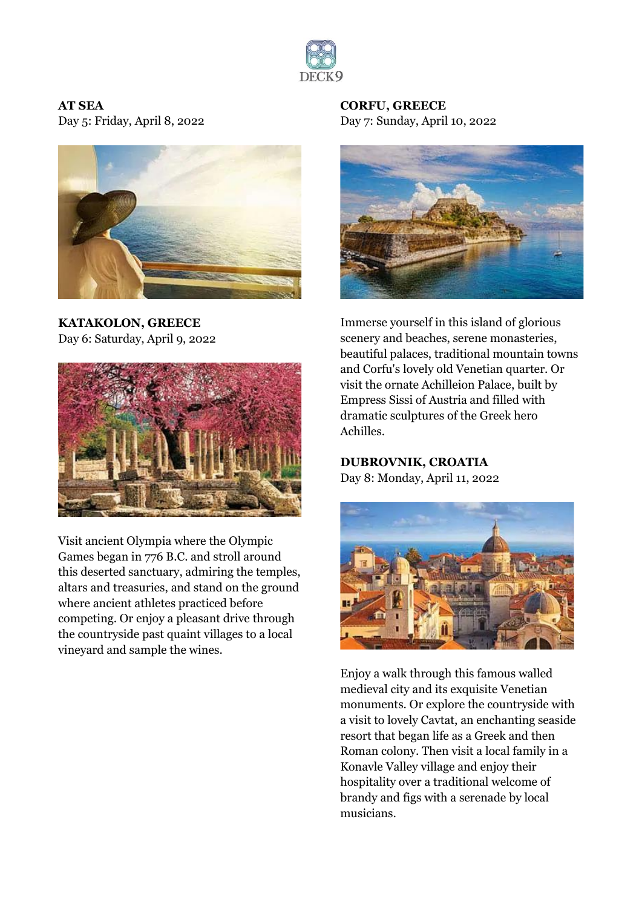**AT SEA**
Day 5: Friday, April 8, 2022

**KATAKOLON, GREECE**
Day 6: Saturday, April 9, 2022

Visit ancient Olympia where the Olympic Games began in 776 B.C. and stroll around this deserted sanctuary, admiring the temples, altars and treasuries, and stand on the ground where ancient athletes practiced before competing. Or enjoy a pleasant drive through the countryside past quaint villages to a local vineyard and sample the wines.

**CORFU, GREECE**
Day 7: Sunday, April 10, 2022

Immerse yourself in this island of glorious scenery and beaches, serene monasteries, beautiful palaces, traditional mountain towns and Corfu's lovely old Venetian quarter. Or visit the ornate Achilleion Palace, built by Empress Sissi of Austria and filled with dramatic sculptures of the Greek hero Achilles.

**DUBROVNIK, CROATIA**
Day 8: Monday, April 11, 2022

Enjoy a walk through this famous walled medieval city and its exquisite Venetian monuments. Or explore the countryside with a visit to lovely Cavtat, an enchanting seaside resort that began life as a Greek and then Roman colony. Then visit a local family in a Konavle Valley village and enjoy their hospitality over a traditional welcome of brandy and figs with a serenade by local musicians.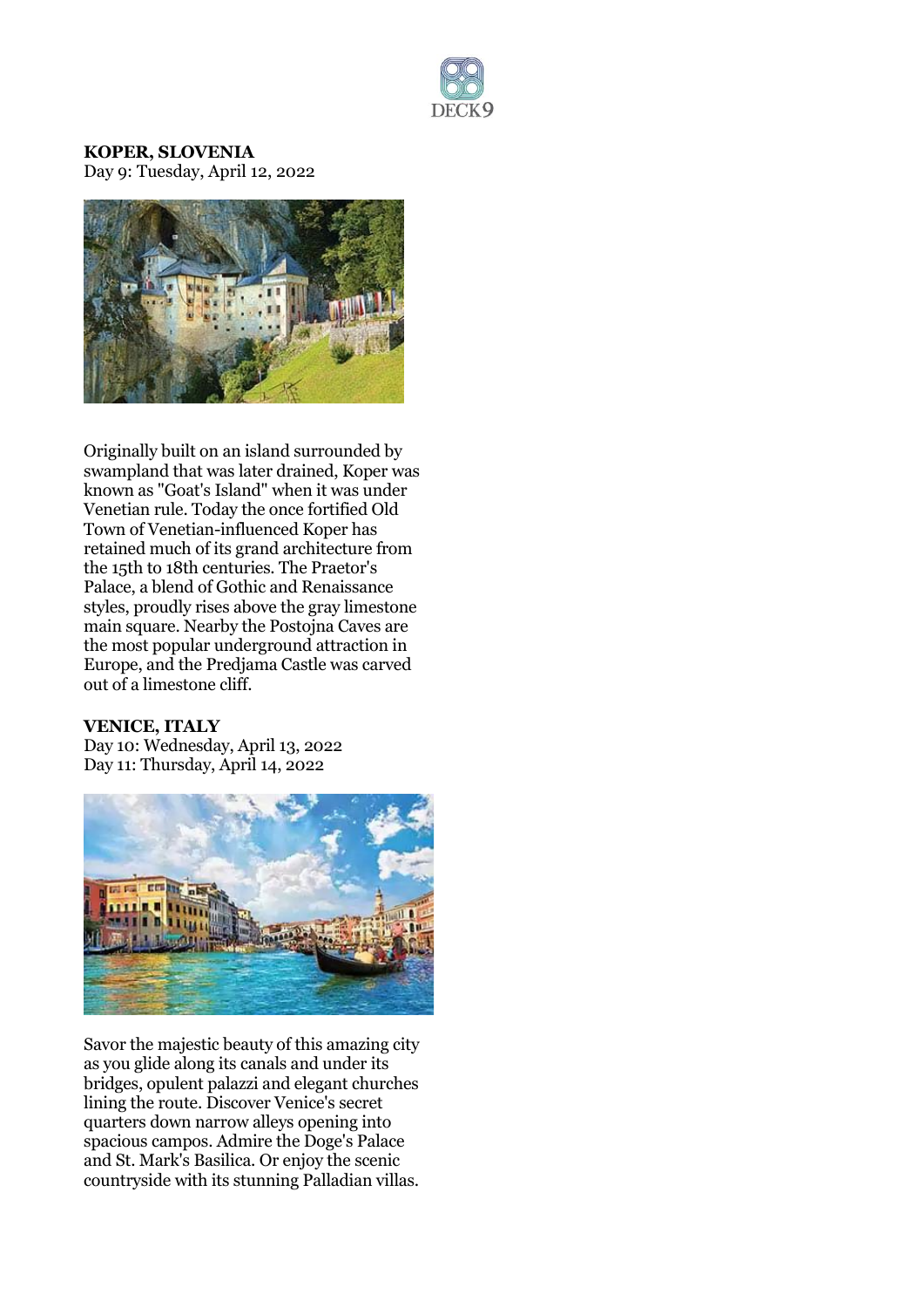**KOPER, SLOVENIA**
Day 9: Tuesday, April 12, 2022

Originally built on an island surrounded by swampland that was later drained, Koper was known as "Goat's Island" when it was under Venetian rule. Today the once fortified Old Town of Venetian-influenced Koper has retained much of its grand architecture from the 15th to 18th centuries. The Praetor's Palace, a blend of Gothic and Renaissance styles, proudly rises above the gray limestone main square. Nearby the Postojna Caves are the most popular underground attraction in Europe, and the Predjama Castle was carved out of a limestone cliff.

**VENICE, ITALY**
Day 10: Wednesday, April 13, 2022
Day 11: Thursday, April 14, 2022

Savor the majestic beauty of this amazing city as you glide along its canals and under its bridges, opulent palazzi and elegant churches lining the route. Discover Venice's secret quarters down narrow alleys opening into spacious campos. Admire the Doge's Palace and St. Mark's Basilica. Or enjoy the scenic countryside with its stunning Palladian villas.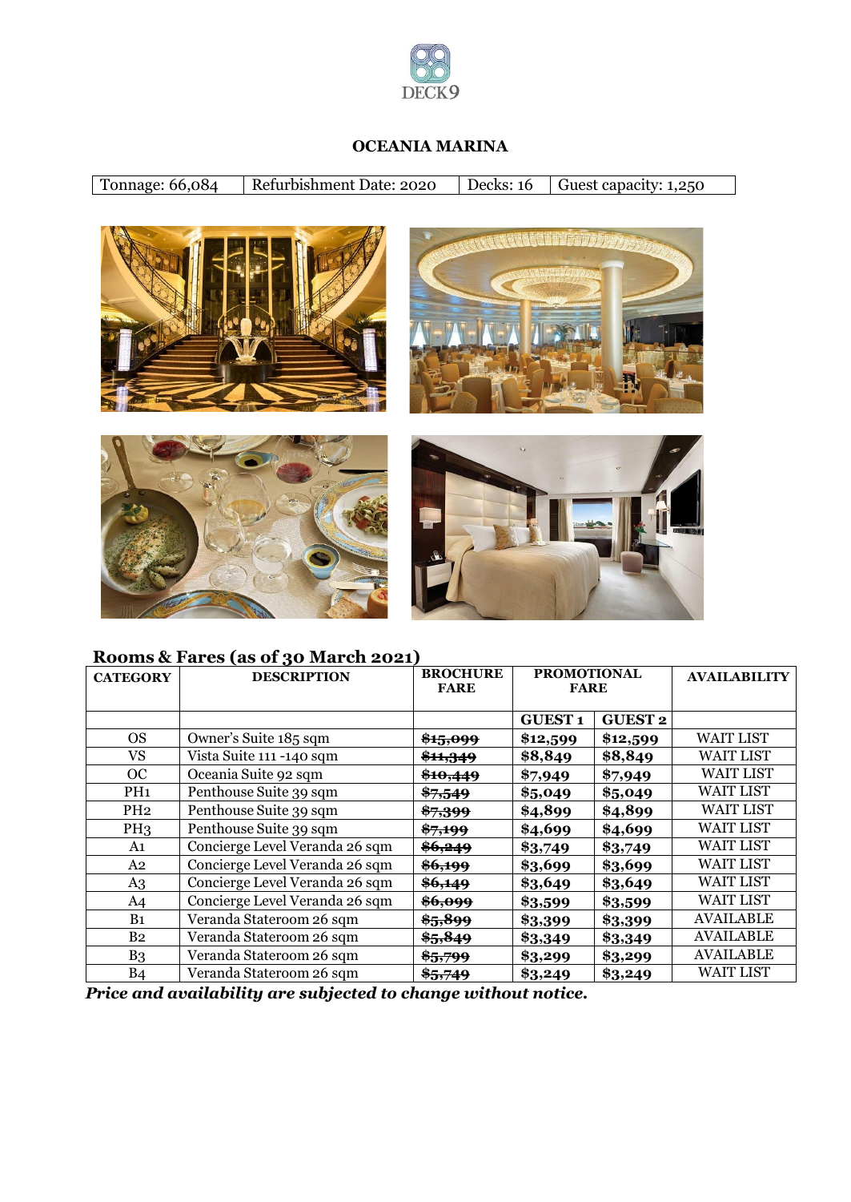DECK9

# OCEANIA MARINA

| Tonnage: 66,084 | Refurbishment Date: 2020 | Decks: 16 | Guest capacity: 1,250 |
|---|---|---|---|

## Rooms & Fares (as of 30 March 2021)

| CATEGORY | DESCRIPTION | BROCHURE FARE | PROMOTIONAL FARE | | AVAILABILITY |
|---|---|---|---|---|---|
| | | | GUEST 1 | GUEST 2 | |
| OS | Owner's Suite 185 sqm | ~~$15,099~~ | $12,599 | $12,599 | WAIT LIST |
| VS | Vista Suite 111 -140 sqm | ~~$11,349~~ | $8,849 | $8,849 | WAIT LIST |
| OC | Oceania Suite 92 sqm | ~~$10,449~~ | $7,949 | $7,949 | WAIT LIST |
| PH1 | Penthouse Suite 39 sqm | ~~$7,549~~ | $5,049 | $5,049 | WAIT LIST |
| PH2 | Penthouse Suite 39 sqm | ~~$7,399~~ | $4,899 | $4,899 | WAIT LIST |
| PH3 | Penthouse Suite 39 sqm | ~~$7,199~~ | $4,699 | $4,699 | WAIT LIST |
| A1 | Concierge Level Veranda 26 sqm | ~~$6,249~~ | $3,749 | $3,749 | WAIT LIST |
| A2 | Concierge Level Veranda 26 sqm | ~~$6,199~~ | $3,699 | $3,699 | WAIT LIST |
| A3 | Concierge Level Veranda 26 sqm | ~~$6,149~~ | $3,649 | $3,649 | WAIT LIST |
| A4 | Concierge Level Veranda 26 sqm | ~~$6,099~~ | $3,599 | $3,599 | WAIT LIST |
| B1 | Veranda Stateroom 26 sqm | ~~$5,899~~ | $3,399 | $3,399 | AVAILABLE |
| B2 | Veranda Stateroom 26 sqm | ~~$5,849~~ | $3,349 | $3,349 | AVAILABLE |
| B3 | Veranda Stateroom 26 sqm | ~~$5,799~~ | $3,299 | $3,299 | AVAILABLE |
| B4 | Veranda Stateroom 26 sqm | ~~$5,749~~ | $3,249 | $3,249 | WAIT LIST |

***Price and availability are subjected to change without notice.***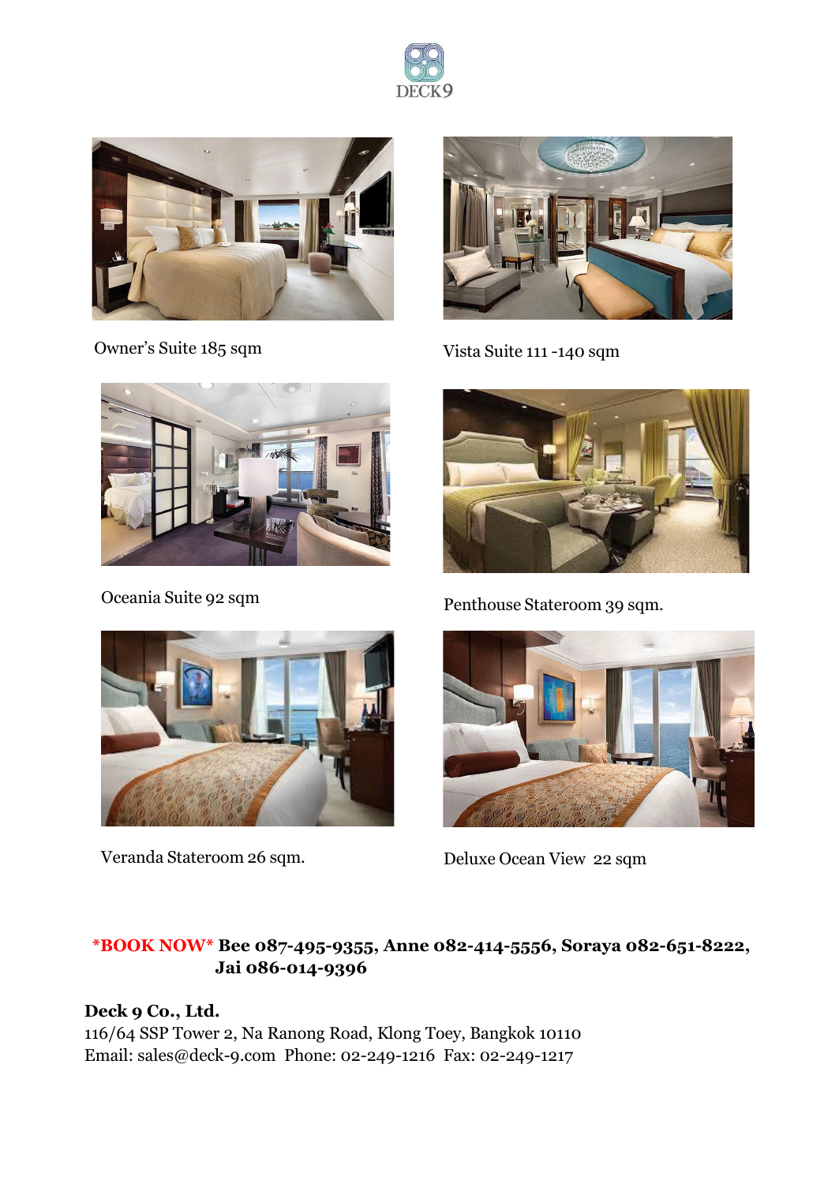DECK9

Owner's Suite 185 sqm

Vista Suite 111 -140 sqm

Oceania Suite 92 sqm

Penthouse Stateroom 39 sqm.

Veranda Stateroom 26 sqm.

Deluxe Ocean View 22 sqm

**\*BOOK NOW\* Bee 087-495-9355, Anne 082-414-5556, Soraya 082-651-8222, Jai 086-014-9396**

**Deck 9 Co., Ltd.**
116/64 SSP Tower 2, Na Ranong Road, Klong Toey, Bangkok 10110
Email: sales@deck-9.com Phone: 02-249-1216 Fax: 02-249-1217